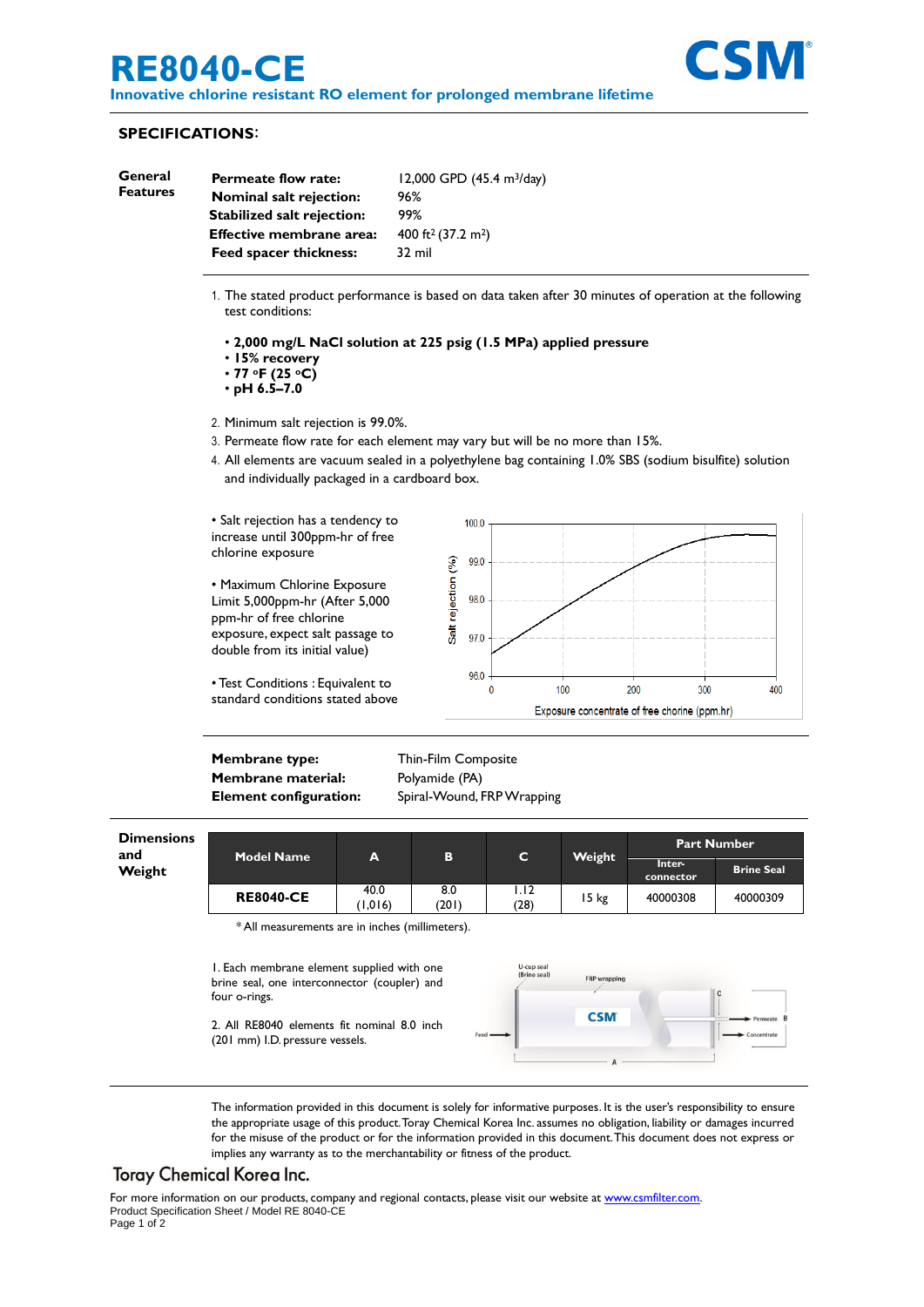# RE8040-CE

**Innovative chlorine resistant RO element for prolonged membrane lifetime**

CSM®

## SPECIFICATIONS:

**General Features**

| | |
|---|---|
| **Permeate flow rate:** | 12,000 GPD (45.4 $m^3$/day) |
| **Nominal salt rejection:** | 96% |
| **Stabilized salt rejection:** | 99% |
| **Effective membrane area:** | 400 $ft^2$ (37.2 $m^2$) |
| **Feed spacer thickness:** | 32 mil |

1. The stated product performance is based on data taken after 30 minutes of operation at the following test conditions:

   - **2,000 mg/L NaCl solution at 225 psig (1.5 MPa) applied pressure**
   - **15% recovery**
   - **77 °F (25 °C)**
   - **pH 6.5–7.0**

2. Minimum salt rejection is 99.0%.
3. Permeate flow rate for each element may vary but will be no more than 15%.
4. All elements are vacuum sealed in a polyethylene bag containing 1.0% SBS (sodium bisulfite) solution and individually packaged in a cardboard box.

- Salt rejection has a tendency to increase until 300ppm-hr of free chlorine exposure
- Maximum Chlorine Exposure Limit 5,000ppm-hr (After 5,000 ppm-hr of free chlorine exposure, expect salt passage to double from its initial value)
- Test Conditions : Equivalent to standard conditions stated above

| | |
|---|---|
| **Membrane type:** | Thin-Film Composite |
| **Membrane material:** | Polyamide (PA) |
| **Element configuration:** | Spiral-Wound, FRP Wrapping |

**Dimensions and Weight**

| Model Name | A | B | C | Weight | Part Number | |
|---|---|---|---|---|---|---|
| | | | | | Inter-connector | Brine Seal |
| **RE8040-CE** | 40.0 (1,016) | 8.0 (201) | 1.12 (28) | 15 kg | 40000308 | 40000309 |

\* All measurements are in inches (millimeters).

1. Each membrane element supplied with one brine seal, one interconnector (coupler) and four o-rings.

2. All RE8040 elements fit nominal 8.0 inch (201 mm) I.D. pressure vessels.

The information provided in this document is solely for informative purposes. It is the user's responsibility to ensure the appropriate usage of this product. Toray Chemical Korea Inc. assumes no obligation, liability or damages incurred for the misuse of the product or for the information provided in this document. This document does not express or implies any warranty as to the merchantability or fitness of the product.

**Toray Chemical Korea Inc.**

For more information on our products, company and regional contacts, please visit our website at www.csmfilter.com.

Product Specification Sheet / Model RE 8040-CE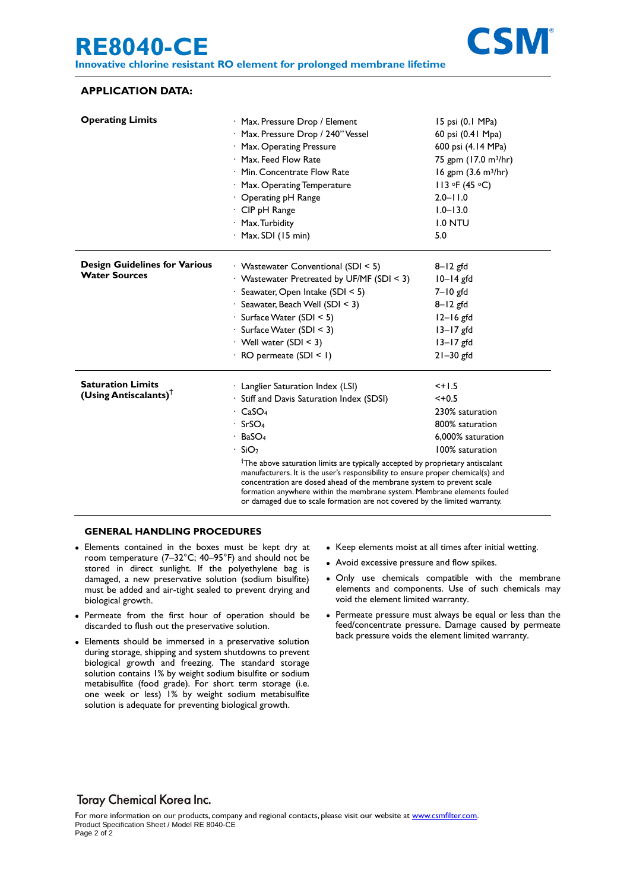# RE8040-CE

**Innovative chlorine resistant RO element for prolonged membrane lifetime**

CSM

## APPLICATION DATA:

| | | |
|---|---|---|
| **Operating Limits** | · Max. Pressure Drop / Element | 15 psi (0.1 MPa) |
| | · Max. Pressure Drop / 240" Vessel | 60 psi (0.41 Mpa) |
| | · Max. Operating Pressure | 600 psi (4.14 MPa) |
| | · Max. Feed Flow Rate | 75 gpm (17.0 $m^3$/hr) |
| | · Min. Concentrate Flow Rate | 16 gpm (3.6 $m^3$/hr) |
| | · Max. Operating Temperature | 113 °F (45 °C) |
| | · Operating pH Range | 2.0–11.0 |
| | · CIP pH Range | 1.0–13.0 |
| | · Max. Turbidity | 1.0 NTU |
| | · Max. SDI (15 min) | 5.0 |
| **Design Guidelines for Various Water Sources** | · Wastewater Conventional (SDI < 5) | 8–12 gfd |
| | · Wastewater Pretreated by UF/MF (SDI < 3) | 10–14 gfd |
| | · Seawater, Open Intake (SDI < 5) | 7–10 gfd |
| | · Seawater, Beach Well (SDI < 3) | 8–12 gfd |
| | · Surface Water (SDI < 5) | 12–16 gfd |
| | · Surface Water (SDI < 3) | 13–17 gfd |
| | · Well water (SDI < 3) | 13–17 gfd |
| | · RO permeate (SDI < 1) | 21–30 gfd |
| **Saturation Limits (Using Antiscalants)†** | · Langlier Saturation Index (LSI) | <+1.5 |
| | · Stiff and Davis Saturation Index (SDSI) | <+0.5 |
| | · $CaSO_4$ | 230% saturation |
| | · $SrSO_4$ | 800% saturation |
| | · $BaSO_4$ | 6,000% saturation |
| | · $SiO_2$ | 100% saturation |

†The above saturation limits are typically accepted by proprietary antiscalant manufacturers. It is the user's responsibility to ensure proper chemical(s) and concentration are dosed ahead of the membrane system to prevent scale formation anywhere within the membrane system. Membrane elements fouled or damaged due to scale formation are not covered by the limited warranty.

### GENERAL HANDLING PROCEDURES

- Elements contained in the boxes must be kept dry at room temperature (7–32°C; 40–95°F) and should not be stored in direct sunlight. If the polyethylene bag is damaged, a new preservative solution (sodium bisulfite) must be added and air-tight sealed to prevent drying and biological growth.
- Permeate from the first hour of operation should be discarded to flush out the preservative solution.
- Elements should be immersed in a preservative solution during storage, shipping and system shutdowns to prevent biological growth and freezing. The standard storage solution contains 1% by weight sodium bisulfite or sodium metabisulfite (food grade). For short term storage (i.e. one week or less) 1% by weight sodium metabisulfite solution is adequate for preventing biological growth.
- Keep elements moist at all times after initial wetting.
- Avoid excessive pressure and flow spikes.
- Only use chemicals compatible with the membrane elements and components. Use of such chemicals may void the element limited warranty.
- Permeate pressure must always be equal or less than the feed/concentrate pressure. Damage caused by permeate back pressure voids the element limited warranty.

Toray Chemical Korea Inc.

For more information on our products, company and regional contacts, please visit our website at www.csmfilter.com.
Product Specification Sheet / Model RE 8040-CE